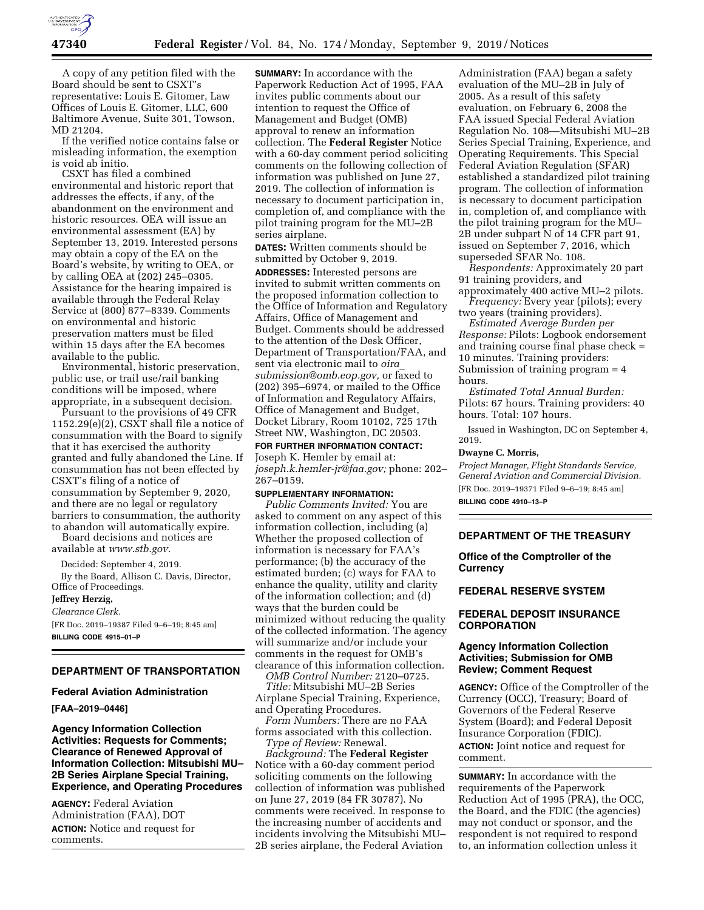A copy of any petition filed with the Board should be sent to CSXT's representative: Louis E. Gitomer, Law Offices of Louis E. Gitomer, LLC, 600 Baltimore Avenue, Suite 301, Towson, MD 21204.

If the verified notice contains false or misleading information, the exemption is void ab initio.

CSXT has filed a combined environmental and historic report that addresses the effects, if any, of the abandonment on the environment and historic resources. OEA will issue an environmental assessment (EA) by September 13, 2019. Interested persons may obtain a copy of the EA on the Board's website, by writing to OEA, or by calling OEA at (202) 245–0305. Assistance for the hearing impaired is available through the Federal Relay Service at (800) 877–8339. Comments on environmental and historic preservation matters must be filed within 15 days after the EA becomes available to the public.

Environmental, historic preservation, public use, or trail use/rail banking conditions will be imposed, where appropriate, in a subsequent decision.

Pursuant to the provisions of 49 CFR 1152.29(e)(2), CSXT shall file a notice of consummation with the Board to signify that it has exercised the authority granted and fully abandoned the Line. If consummation has not been effected by CSXT's filing of a notice of consummation by September 9, 2020, and there are no legal or regulatory barriers to consummation, the authority to abandon will automatically expire.

Board decisions and notices are available at *www.stb.gov.*

Decided: September 4, 2019.

By the Board, Allison C. Davis, Director, Office of Proceedings.

**Jeffrey Herzig,**

*Clearance Clerk.*

[FR Doc. 2019–19387 Filed 9–6–19; 8:45 am]

**BILLING CODE 4915–01–P**

## DEPARTMENT OF TRANSPORTATION

### Federal Aviation Administration

**[FAA–2019–0446]**

### Agency Information Collection Activities: Requests for Comments; Clearance of Renewed Approval of Information Collection: Mitsubishi MU–2B Series Airplane Special Training, Experience, and Operating Procedures

**AGENCY:** Federal Aviation Administration (FAA), DOT

**ACTION:** Notice and request for comments.

**SUMMARY:** In accordance with the Paperwork Reduction Act of 1995, FAA invites public comments about our intention to request the Office of Management and Budget (OMB) approval to renew an information collection. The **Federal Register** Notice with a 60-day comment period soliciting comments on the following collection of information was published on June 27, 2019. The collection of information is necessary to document participation in, completion of, and compliance with the pilot training program for the MU–2B series airplane.

**DATES:** Written comments should be submitted by October 9, 2019.

**ADDRESSES:** Interested persons are invited to submit written comments on the proposed information collection to the Office of Information and Regulatory Affairs, Office of Management and Budget. Comments should be addressed to the attention of the Desk Officer, Department of Transportation/FAA, and sent via electronic mail to *oira_submission@omb.eop.gov,* or faxed to (202) 395–6974, or mailed to the Office of Information and Regulatory Affairs, Office of Management and Budget, Docket Library, Room 10102, 725 17th Street NW, Washington, DC 20503.

**FOR FURTHER INFORMATION CONTACT:** Joseph K. Hemler by email at: *joseph.k.hemler-jr@faa.gov;* phone: 202–267–0159.

**SUPPLEMENTARY INFORMATION:**

*Public Comments Invited:* You are asked to comment on any aspect of this information collection, including (a) Whether the proposed collection of information is necessary for FAA's performance; (b) the accuracy of the estimated burden; (c) ways for FAA to enhance the quality, utility and clarity of the information collection; and (d) ways that the burden could be minimized without reducing the quality of the collected information. The agency will summarize and/or include your comments in the request for OMB's clearance of this information collection.

*OMB Control Number:* 2120–0725.

*Title:* Mitsubishi MU–2B Series Airplane Special Training, Experience, and Operating Procedures.

*Form Numbers:* There are no FAA forms associated with this collection.

*Type of Review:* Renewal.

*Background:* The **Federal Register** Notice with a 60-day comment period soliciting comments on the following collection of information was published on June 27, 2019 (84 FR 30787). No comments were received. In response to the increasing number of accidents and incidents involving the Mitsubishi MU–2B series airplane, the Federal Aviation Administration (FAA) began a safety evaluation of the MU–2B in July of 2005. As a result of this safety evaluation, on February 6, 2008 the FAA issued Special Federal Aviation Regulation No. 108—Mitsubishi MU–2B Series Special Training, Experience, and Operating Requirements. This Special Federal Aviation Regulation (SFAR) established a standardized pilot training program. The collection of information is necessary to document participation in, completion of, and compliance with the pilot training program for the MU–2B under subpart N of 14 CFR part 91, issued on September 7, 2016, which superseded SFAR No. 108.

*Respondents:* Approximately 20 part 91 training providers, and approximately 400 active MU–2 pilots.

*Frequency:* Every year (pilots); every two years (training providers).

*Estimated Average Burden per Response:* Pilots: Logbook endorsement and training course final phase check = 10 minutes. Training providers: Submission of training program = 4 hours.

*Estimated Total Annual Burden:* Pilots: 67 hours. Training providers: 40 hours. Total: 107 hours.

Issued in Washington, DC on September 4, 2019.

**Dwayne C. Morris,**

*Project Manager, Flight Standards Service, General Aviation and Commercial Division.*

[FR Doc. 2019–19371 Filed 9–6–19; 8:45 am]

**BILLING CODE 4910–13–P**

## DEPARTMENT OF THE TREASURY

### Office of the Comptroller of the Currency

## FEDERAL RESERVE SYSTEM

## FEDERAL DEPOSIT INSURANCE CORPORATION

### Agency Information Collection Activities; Submission for OMB Review; Comment Request

**AGENCY:** Office of the Comptroller of the Currency (OCC), Treasury; Board of Governors of the Federal Reserve System (Board); and Federal Deposit Insurance Corporation (FDIC).

**ACTION:** Joint notice and request for comment.

**SUMMARY:** In accordance with the requirements of the Paperwork Reduction Act of 1995 (PRA), the OCC, the Board, and the FDIC (the agencies) may not conduct or sponsor, and the respondent is not required to respond to, an information collection unless it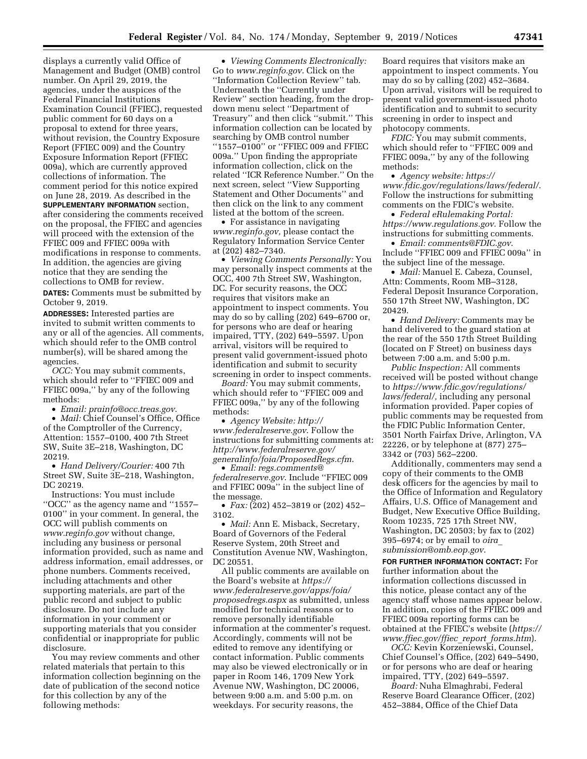displays a currently valid Office of Management and Budget (OMB) control number. On April 29, 2019, the agencies, under the auspices of the Federal Financial Institutions Examination Council (FFIEC), requested public comment for 60 days on a proposal to extend for three years, without revision, the Country Exposure Report (FFIEC 009) and the Country Exposure Information Report (FFIEC 009a), which are currently approved collections of information. The comment period for this notice expired on June 28, 2019. As described in the **SUPPLEMENTARY INFORMATION** section, after considering the comments received on the proposal, the FFIEC and agencies will proceed with the extension of the FFIEC 009 and FFIEC 009a with modifications in response to comments. In addition, the agencies are giving notice that they are sending the collections to OMB for review.

**DATES:** Comments must be submitted by October 9, 2019.

**ADDRESSES:** Interested parties are invited to submit written comments to any or all of the agencies. All comments, which should refer to the OMB control number(s), will be shared among the agencies.

*OCC:* You may submit comments, which should refer to ''FFIEC 009 and FFIEC 009a,'' by any of the following methods:

- *Email: prainfo@occ.treas.gov.*
- *Mail:* Chief Counsel's Office, Office of the Comptroller of the Currency, Attention: 1557–0100, 400 7th Street SW, Suite 3E–218, Washington, DC 20219.
- *Hand Delivery/Courier:* 400 7th Street SW, Suite 3E–218, Washington, DC 20219.

Instructions: You must include ''OCC'' as the agency name and ''1557–0100'' in your comment. In general, the OCC will publish comments on *www.reginfo.gov* without change, including any business or personal information provided, such as name and address information, email addresses, or phone numbers. Comments received, including attachments and other supporting materials, are part of the public record and subject to public disclosure. Do not include any information in your comment or supporting materials that you consider confidential or inappropriate for public disclosure.

You may review comments and other related materials that pertain to this information collection beginning on the date of publication of the second notice for this collection by any of the following methods:

- *Viewing Comments Electronically:* Go to *www.reginfo.gov*. Click on the ''Information Collection Review'' tab. Underneath the ''Currently under Review'' section heading, from the drop-down menu select ''Department of Treasury'' and then click ''submit.'' This information collection can be located by searching by OMB control number ''1557–0100'' or ''FFIEC 009 and FFIEC 009a.'' Upon finding the appropriate information collection, click on the related ''ICR Reference Number.'' On the next screen, select ''View Supporting Statement and Other Documents'' and then click on the link to any comment listed at the bottom of the screen.
- For assistance in navigating *www.reginfo.gov,* please contact the Regulatory Information Service Center at (202) 482–7340.
- *Viewing Comments Personally:* You may personally inspect comments at the OCC, 400 7th Street SW, Washington, DC. For security reasons, the OCC requires that visitors make an appointment to inspect comments. You may do so by calling (202) 649–6700 or, for persons who are deaf or hearing impaired, TTY, (202) 649–5597. Upon arrival, visitors will be required to present valid government-issued photo identification and submit to security screening in order to inspect comments.

*Board:* You may submit comments, which should refer to ''FFIEC 009 and FFIEC 009a,'' by any of the following methods:

- *Agency Website: http://www.federalreserve.gov*. Follow the instructions for submitting comments at: *http://www.federalreserve.gov/generalinfo/foia/ProposedRegs.cfm*.
- *Email: regs.comments@federalreserve.gov*. Include ''FFIEC 009 and FFIEC 009a'' in the subject line of the message.
- *Fax:* (202) 452–3819 or (202) 452–3102.
- *Mail:* Ann E. Misback, Secretary, Board of Governors of the Federal Reserve System, 20th Street and Constitution Avenue NW, Washington, DC 20551.

All public comments are available on the Board's website at *https://www.federalreserve.gov/apps/foia/proposedregs.aspx* as submitted, unless modified for technical reasons or to remove personally identifiable information at the commenter's request. Accordingly, comments will not be edited to remove any identifying or contact information. Public comments may also be viewed electronically or in paper in Room 146, 1709 New York Avenue NW, Washington, DC 20006, between 9:00 a.m. and 5:00 p.m. on weekdays. For security reasons, the Board requires that visitors make an appointment to inspect comments. You may do so by calling (202) 452–3684. Upon arrival, visitors will be required to present valid government-issued photo identification and to submit to security screening in order to inspect and photocopy comments.

*FDIC:* You may submit comments, which should refer to ''FFIEC 009 and FFIEC 009a,'' by any of the following methods:

- *Agency website: https://www.fdic.gov/regulations/laws/federal/*. Follow the instructions for submitting comments on the FDIC's website.
- *Federal eRulemaking Portal: https://www.regulations.gov*. Follow the instructions for submitting comments.
- *Email: comments@FDIC.gov*. Include ''FFIEC 009 and FFIEC 009a'' in the subject line of the message.
- *Mail:* Manuel E. Cabeza, Counsel, Attn: Comments, Room MB–3128, Federal Deposit Insurance Corporation, 550 17th Street NW, Washington, DC 20429.
- *Hand Delivery:* Comments may be hand delivered to the guard station at the rear of the 550 17th Street Building (located on F Street) on business days between 7:00 a.m. and 5:00 p.m.

*Public Inspection:* All comments received will be posted without change to *https://www.fdic.gov/regulations/laws/federal/,* including any personal information provided. Paper copies of public comments may be requested from the FDIC Public Information Center, 3501 North Fairfax Drive, Arlington, VA 22226, or by telephone at (877) 275–3342 or (703) 562–2200.

Additionally, commenters may send a copy of their comments to the OMB desk officers for the agencies by mail to the Office of Information and Regulatory Affairs, U.S. Office of Management and Budget, New Executive Office Building, Room 10235, 725 17th Street NW, Washington, DC 20503; by fax to (202) 395–6974; or by email to *oira_submission@omb.eop.gov*.

**FOR FURTHER INFORMATION CONTACT:** For further information about the information collections discussed in this notice, please contact any of the agency staff whose names appear below. In addition, copies of the FFIEC 009 and FFIEC 009a reporting forms can be obtained at the FFIEC's website (*https://www.ffiec.gov/ffiec_report_forms.htm*).

*OCC:* Kevin Korzeniewski, Counsel, Chief Counsel's Office, (202) 649–5490, or for persons who are deaf or hearing impaired, TTY, (202) 649–5597.

*Board:* Nuha Elmaghrabi, Federal Reserve Board Clearance Officer, (202) 452–3884, Office of the Chief Data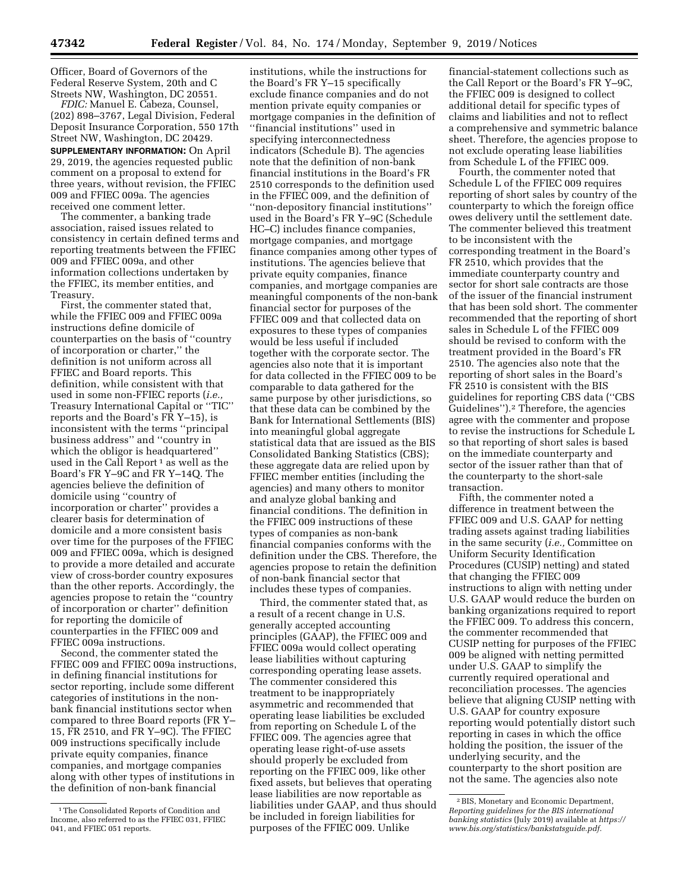Officer, Board of Governors of the Federal Reserve System, 20th and C Streets NW, Washington, DC 20551.

*FDIC:* Manuel E. Cabeza, Counsel, (202) 898–3767, Legal Division, Federal Deposit Insurance Corporation, 550 17th Street NW, Washington, DC 20429.

**SUPPLEMENTARY INFORMATION:** On April 29, 2019, the agencies requested public comment on a proposal to extend for three years, without revision, the FFIEC 009 and FFIEC 009a. The agencies received one comment letter.

The commenter, a banking trade association, raised issues related to consistency in certain defined terms and reporting treatments between the FFIEC 009 and FFIEC 009a, and other information collections undertaken by the FFIEC, its member entities, and Treasury.

First, the commenter stated that, while the FFIEC 009 and FFIEC 009a instructions define domicile of counterparties on the basis of ''country of incorporation or charter,'' the definition is not uniform across all FFIEC and Board reports. This definition, while consistent with that used in some non-FFIEC reports (*i.e.,* Treasury International Capital or ''TIC'' reports and the Board's FR Y–15), is inconsistent with the terms ''principal business address'' and ''country in which the obligor is headquartered'' used in the Call Report [1] as well as the Board's FR Y–9C and FR Y–14Q. The agencies believe the definition of domicile using ''country of incorporation or charter'' provides a clearer basis for determination of domicile and a more consistent basis over time for the purposes of the FFIEC 009 and FFIEC 009a, which is designed to provide a more detailed and accurate view of cross-border country exposures than the other reports. Accordingly, the agencies propose to retain the ''country of incorporation or charter'' definition for reporting the domicile of counterparties in the FFIEC 009 and FFIEC 009a instructions.

Second, the commenter stated the FFIEC 009 and FFIEC 009a instructions, in defining financial institutions for sector reporting, include some different categories of institutions in the non-bank financial institutions sector when compared to three Board reports (FR Y–15, FR 2510, and FR Y–9C). The FFIEC 009 instructions specifically include private equity companies, finance companies, and mortgage companies along with other types of institutions in the definition of non-bank financial institutions, while the instructions for the Board's FR Y–15 specifically exclude finance companies and do not mention private equity companies or mortgage companies in the definition of ''financial institutions'' used in specifying interconnectedness indicators (Schedule B). The agencies note that the definition of non-bank financial institutions in the Board's FR 2510 corresponds to the definition used in the FFIEC 009, and the definition of ''non-depository financial institutions'' used in the Board's FR Y–9C (Schedule HC–C) includes finance companies, mortgage companies, and mortgage finance companies among other types of institutions. The agencies believe that private equity companies, finance companies, and mortgage companies are meaningful components of the non-bank financial sector for purposes of the FFIEC 009 and that collected data on exposures to these types of companies would be less useful if included together with the corporate sector. The agencies also note that it is important for data collected in the FFIEC 009 to be comparable to data gathered for the same purpose by other jurisdictions, so that these data can be combined by the Bank for International Settlements (BIS) into meaningful global aggregate statistical data that are issued as the BIS Consolidated Banking Statistics (CBS); these aggregate data are relied upon by FFIEC member entities (including the agencies) and many others to monitor and analyze global banking and financial conditions. The definition in the FFIEC 009 instructions of these types of companies as non-bank financial companies conforms with the definition under the CBS. Therefore, the agencies propose to retain the definition of non-bank financial sector that includes these types of companies.

Third, the commenter stated that, as a result of a recent change in U.S. generally accepted accounting principles (GAAP), the FFIEC 009 and FFIEC 009a would collect operating lease liabilities without capturing corresponding operating lease assets. The commenter considered this treatment to be inappropriately asymmetric and recommended that operating lease liabilities be excluded from reporting on Schedule L of the FFIEC 009. The agencies agree that operating lease right-of-use assets should properly be excluded from reporting on the FFIEC 009, like other fixed assets, but believes that operating lease liabilities are now reportable as liabilities under GAAP, and thus should be included in foreign liabilities for purposes of the FFIEC 009. Unlike financial-statement collections such as the Call Report or the Board's FR Y–9C, the FFIEC 009 is designed to collect additional detail for specific types of claims and liabilities and not to reflect a comprehensive and symmetric balance sheet. Therefore, the agencies propose to not exclude operating lease liabilities from Schedule L of the FFIEC 009.

Fourth, the commenter noted that Schedule L of the FFIEC 009 requires reporting of short sales by country of the counterparty to which the foreign office owes delivery until the settlement date. The commenter believed this treatment to be inconsistent with the corresponding treatment in the Board's FR 2510, which provides that the immediate counterparty country and sector for short sale contracts are those of the issuer of the financial instrument that has been sold short. The commenter recommended that the reporting of short sales in Schedule L of the FFIEC 009 should be revised to conform with the treatment provided in the Board's FR 2510. The agencies also note that the reporting of short sales in the Board's FR 2510 is consistent with the BIS guidelines for reporting CBS data (''CBS Guidelines'').[2] Therefore, the agencies agree with the commenter and propose to revise the instructions for Schedule L so that reporting of short sales is based on the immediate counterparty and sector of the issuer rather than that of the counterparty to the short-sale transaction.

Fifth, the commenter noted a difference in treatment between the FFIEC 009 and U.S. GAAP for netting trading assets against trading liabilities in the same security (*i.e.,* Committee on Uniform Security Identification Procedures (CUSIP) netting) and stated that changing the FFIEC 009 instructions to align with netting under U.S. GAAP would reduce the burden on banking organizations required to report the FFIEC 009. To address this concern, the commenter recommended that CUSIP netting for purposes of the FFIEC 009 be aligned with netting permitted under U.S. GAAP to simplify the currently required operational and reconciliation processes. The agencies believe that aligning CUSIP netting with U.S. GAAP for country exposure reporting would potentially distort such reporting in cases in which the office holding the position, the issuer of the underlying security, and the counterparty to the short position are not the same. The agencies also note

[1] The Consolidated Reports of Condition and Income, also referred to as the FFIEC 031, FFIEC 041, and FFIEC 051 reports.

[2] BIS, Monetary and Economic Department, *Reporting guidelines for the BIS international banking statistics* (July 2019) available at *https://www.bis.org/statistics/bankstatsguide.pdf.*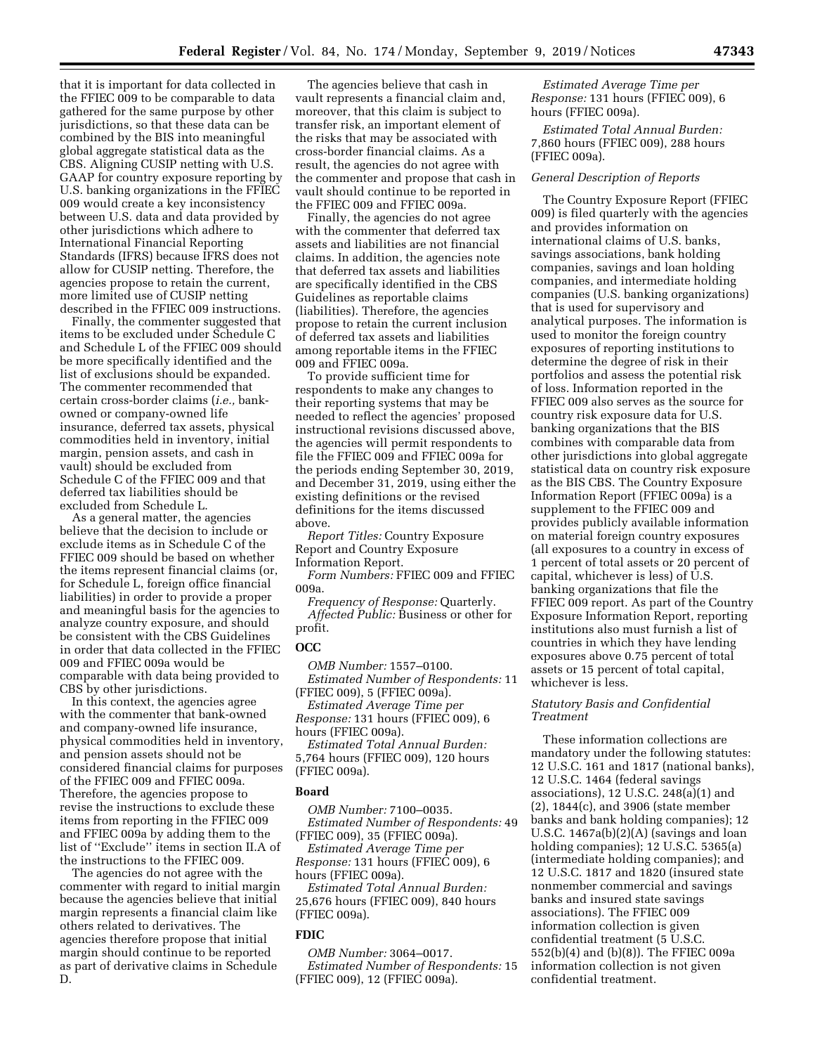that it is important for data collected in the FFIEC 009 to be comparable to data gathered for the same purpose by other jurisdictions, so that these data can be combined by the BIS into meaningful global aggregate statistical data as the CBS. Aligning CUSIP netting with U.S. GAAP for country exposure reporting by U.S. banking organizations in the FFIEC 009 would create a key inconsistency between U.S. data and data provided by other jurisdictions which adhere to International Financial Reporting Standards (IFRS) because IFRS does not allow for CUSIP netting. Therefore, the agencies propose to retain the current, more limited use of CUSIP netting described in the FFIEC 009 instructions.

Finally, the commenter suggested that items to be excluded under Schedule C and Schedule L of the FFIEC 009 should be more specifically identified and the list of exclusions should be expanded. The commenter recommended that certain cross-border claims (*i.e.,* bank-owned or company-owned life insurance, deferred tax assets, physical commodities held in inventory, initial margin, pension assets, and cash in vault) should be excluded from Schedule C of the FFIEC 009 and that deferred tax liabilities should be excluded from Schedule L.

As a general matter, the agencies believe that the decision to include or exclude items as in Schedule C of the FFIEC 009 should be based on whether the items represent financial claims (or, for Schedule L, foreign office financial liabilities) in order to provide a proper and meaningful basis for the agencies to analyze country exposure, and should be consistent with the CBS Guidelines in order that data collected in the FFIEC 009 and FFIEC 009a would be comparable with data being provided to CBS by other jurisdictions.

In this context, the agencies agree with the commenter that bank-owned and company-owned life insurance, physical commodities held in inventory, and pension assets should not be considered financial claims for purposes of the FFIEC 009 and FFIEC 009a. Therefore, the agencies propose to revise the instructions to exclude these items from reporting in the FFIEC 009 and FFIEC 009a by adding them to the list of "Exclude" items in section II.A of the instructions to the FFIEC 009.

The agencies do not agree with the commenter with regard to initial margin because the agencies believe that initial margin represents a financial claim like others related to derivatives. The agencies therefore propose that initial margin should continue to be reported as part of derivative claims in Schedule D.

The agencies believe that cash in vault represents a financial claim and, moreover, that this claim is subject to transfer risk, an important element of the risks that may be associated with cross-border financial claims. As a result, the agencies do not agree with the commenter and propose that cash in vault should continue to be reported in the FFIEC 009 and FFIEC 009a.

Finally, the agencies do not agree with the commenter that deferred tax assets and liabilities are not financial claims. In addition, the agencies note that deferred tax assets and liabilities are specifically identified in the CBS Guidelines as reportable claims (liabilities). Therefore, the agencies propose to retain the current inclusion of deferred tax assets and liabilities among reportable items in the FFIEC 009 and FFIEC 009a.

To provide sufficient time for respondents to make any changes to their reporting systems that may be needed to reflect the agencies' proposed instructional revisions discussed above, the agencies will permit respondents to file the FFIEC 009 and FFIEC 009a for the periods ending September 30, 2019, and December 31, 2019, using either the existing definitions or the revised definitions for the items discussed above.

*Report Titles:* Country Exposure Report and Country Exposure Information Report.

*Form Numbers:* FFIEC 009 and FFIEC 009a.

*Frequency of Response:* Quarterly.

*Affected Public:* Business or other for profit.

**OCC**

*OMB Number:* 1557–0100.

*Estimated Number of Respondents:* 11 (FFIEC 009), 5 (FFIEC 009a).

*Estimated Average Time per Response:* 131 hours (FFIEC 009), 6 hours (FFIEC 009a).

*Estimated Total Annual Burden:* 5,764 hours (FFIEC 009), 120 hours (FFIEC 009a).

**Board**

*OMB Number:* 7100–0035.

*Estimated Number of Respondents:* 49 (FFIEC 009), 35 (FFIEC 009a).

*Estimated Average Time per Response:* 131 hours (FFIEC 009), 6 hours (FFIEC 009a).

*Estimated Total Annual Burden:* 25,676 hours (FFIEC 009), 840 hours (FFIEC 009a).

**FDIC**

*OMB Number:* 3064–0017.

*Estimated Number of Respondents:* 15 (FFIEC 009), 12 (FFIEC 009a).

*Estimated Average Time per Response:* 131 hours (FFIEC 009), 6 hours (FFIEC 009a).

*Estimated Total Annual Burden:* 7,860 hours (FFIEC 009), 288 hours (FFIEC 009a).

*General Description of Reports*

The Country Exposure Report (FFIEC 009) is filed quarterly with the agencies and provides information on international claims of U.S. banks, savings associations, bank holding companies, savings and loan holding companies, and intermediate holding companies (U.S. banking organizations) that is used for supervisory and analytical purposes. The information is used to monitor the foreign country exposures of reporting institutions to determine the degree of risk in their portfolios and assess the potential risk of loss. Information reported in the FFIEC 009 also serves as the source for country risk exposure data for U.S. banking organizations that the BIS combines with comparable data from other jurisdictions into global aggregate statistical data on country risk exposure as the BIS CBS. The Country Exposure Information Report (FFIEC 009a) is a supplement to the FFIEC 009 and provides publicly available information on material foreign country exposures (all exposures to a country in excess of 1 percent of total assets or 20 percent of capital, whichever is less) of U.S. banking organizations that file the FFIEC 009 report. As part of the Country Exposure Information Report, reporting institutions also must furnish a list of countries in which they have lending exposures above 0.75 percent of total assets or 15 percent of total capital, whichever is less.

*Statutory Basis and Confidential Treatment*

These information collections are mandatory under the following statutes: 12 U.S.C. 161 and 1817 (national banks), 12 U.S.C. 1464 (federal savings associations), 12 U.S.C. 248(a)(1) and (2), 1844(c), and 3906 (state member banks and bank holding companies); 12 U.S.C. 1467a(b)(2)(A) (savings and loan holding companies); 12 U.S.C. 5365(a) (intermediate holding companies); and 12 U.S.C. 1817 and 1820 (insured state nonmember commercial and savings banks and insured state savings associations). The FFIEC 009 information collection is given confidential treatment (5 U.S.C. 552(b)(4) and (b)(8)). The FFIEC 009a information collection is not given confidential treatment.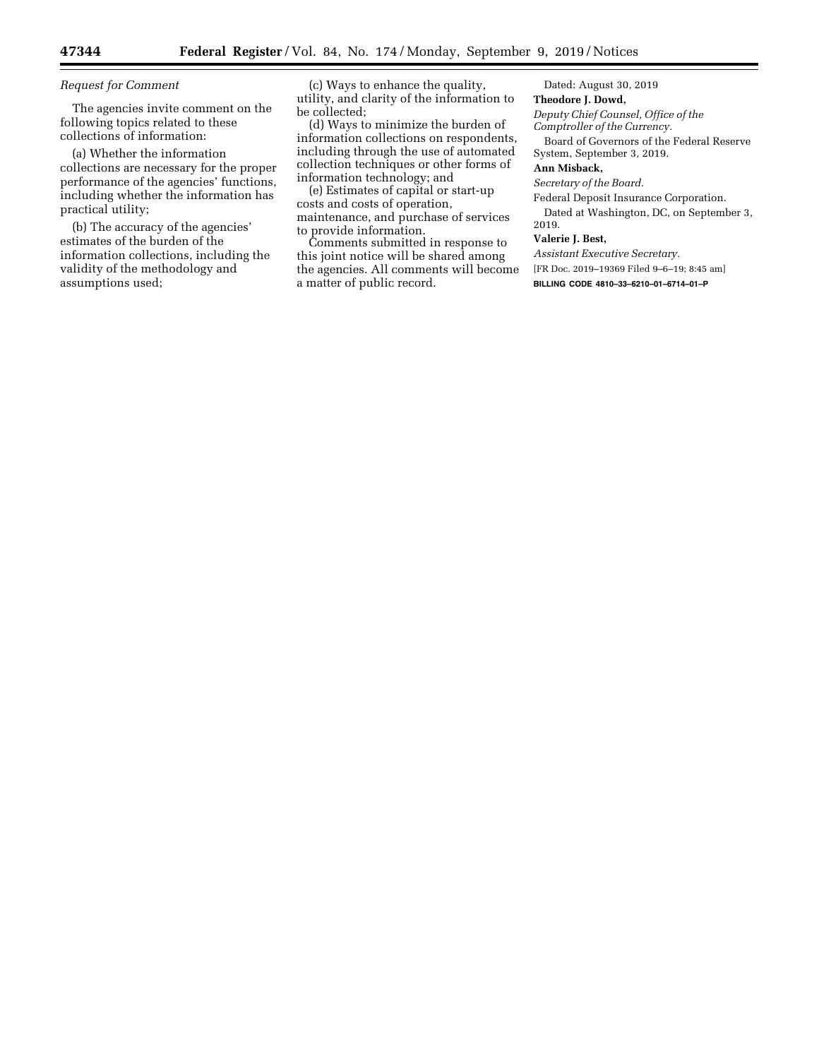*Request for Comment*

The agencies invite comment on the following topics related to these collections of information:

(a) Whether the information collections are necessary for the proper performance of the agencies' functions, including whether the information has practical utility;

(b) The accuracy of the agencies' estimates of the burden of the information collections, including the validity of the methodology and assumptions used;

(c) Ways to enhance the quality, utility, and clarity of the information to be collected;

(d) Ways to minimize the burden of information collections on respondents, including through the use of automated collection techniques or other forms of information technology; and

(e) Estimates of capital or start-up costs and costs of operation, maintenance, and purchase of services to provide information.

Comments submitted in response to this joint notice will be shared among the agencies. All comments will become a matter of public record.

Dated: August 30, 2019

**Theodore J. Dowd,**

*Deputy Chief Counsel, Office of the Comptroller of the Currency.*

Board of Governors of the Federal Reserve System, September 3, 2019.

**Ann Misback,**

*Secretary of the Board.*

Federal Deposit Insurance Corporation.

Dated at Washington, DC, on September 3, 2019.

**Valerie J. Best,**

*Assistant Executive Secretary.*

[FR Doc. 2019–19369 Filed 9–6–19; 8:45 am]

**BILLING CODE 4810–33–6210–01–6714–01–P**